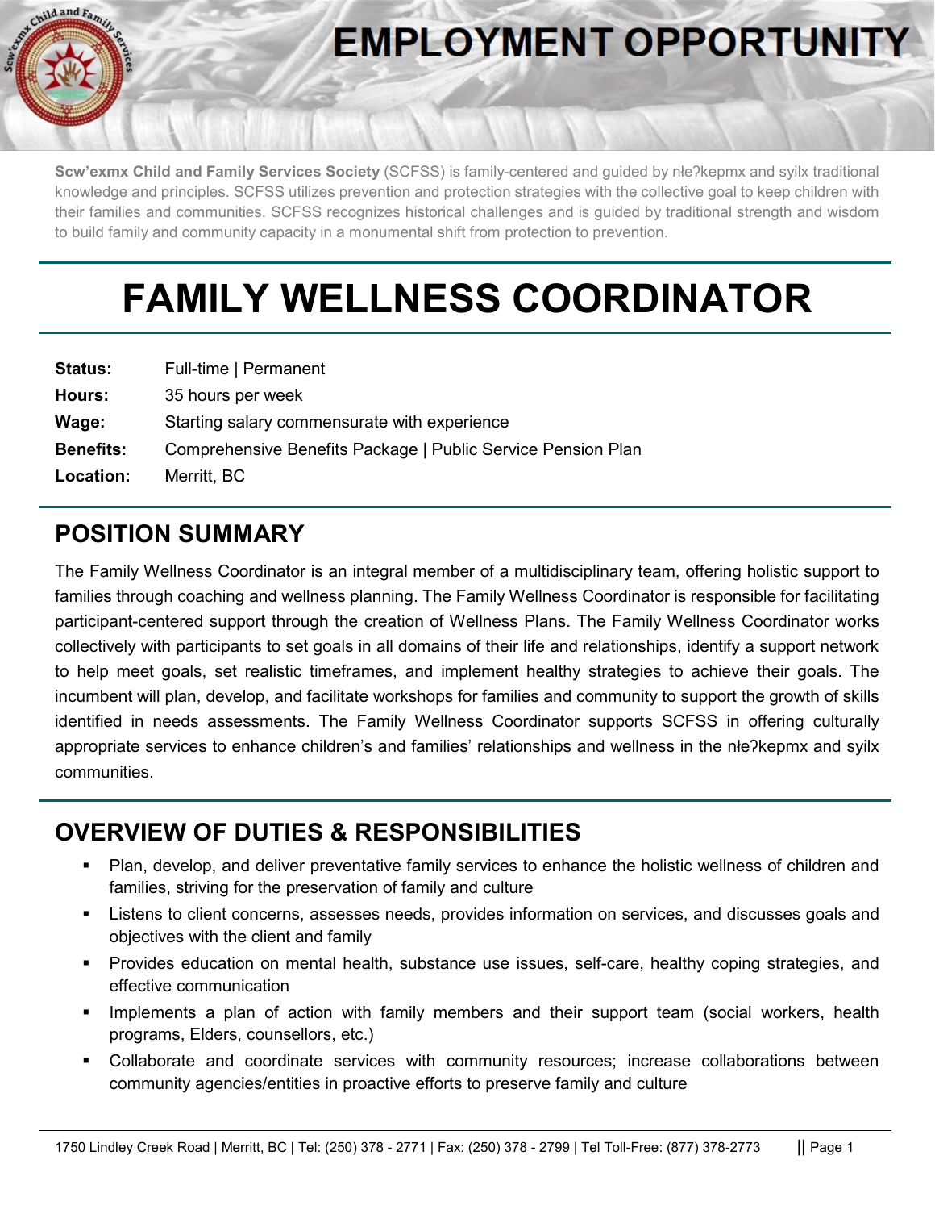# EMPLOYMENT OPPORTUNITY

**Scw'exmx Child and Family Services Society** (SCFSS) is family-centered and guided by nłeʔkepmx and syilx traditional knowledge and principles. SCFSS utilizes prevention and protection strategies with the collective goal to keep children with their families and communities. SCFSS recognizes historical challenges and is guided by traditional strength and wisdom to build family and community capacity in a monumental shift from protection to prevention.

# FAMILY WELLNESS COORDINATOR

**Status:** Full-time | Permanent

**Hours:** 35 hours per week

**Wage:** Starting salary commensurate with experience

**Benefits:** Comprehensive Benefits Package | Public Service Pension Plan

**Location:** Merritt, BC

## POSITION SUMMARY

The Family Wellness Coordinator is an integral member of a multidisciplinary team, offering holistic support to families through coaching and wellness planning. The Family Wellness Coordinator is responsible for facilitating participant-centered support through the creation of Wellness Plans. The Family Wellness Coordinator works collectively with participants to set goals in all domains of their life and relationships, identify a support network to help meet goals, set realistic timeframes, and implement healthy strategies to achieve their goals. The incumbent will plan, develop, and facilitate workshops for families and community to support the growth of skills identified in needs assessments. The Family Wellness Coordinator supports SCFSS in offering culturally appropriate services to enhance children's and families' relationships and wellness in the nłeʔkepmx and syilx communities.

## OVERVIEW OF DUTIES & RESPONSIBILITIES

- Plan, develop, and deliver preventative family services to enhance the holistic wellness of children and families, striving for the preservation of family and culture
- Listens to client concerns, assesses needs, provides information on services, and discusses goals and objectives with the client and family
- Provides education on mental health, substance use issues, self-care, healthy coping strategies, and effective communication
- Implements a plan of action with family members and their support team (social workers, health programs, Elders, counsellors, etc.)
- Collaborate and coordinate services with community resources; increase collaborations between community agencies/entities in proactive efforts to preserve family and culture

1750 Lindley Creek Road | Merritt, BC | Tel: (250) 378 - 2771 | Fax: (250) 378 - 2799 | Tel Toll-Free: (877) 378-2773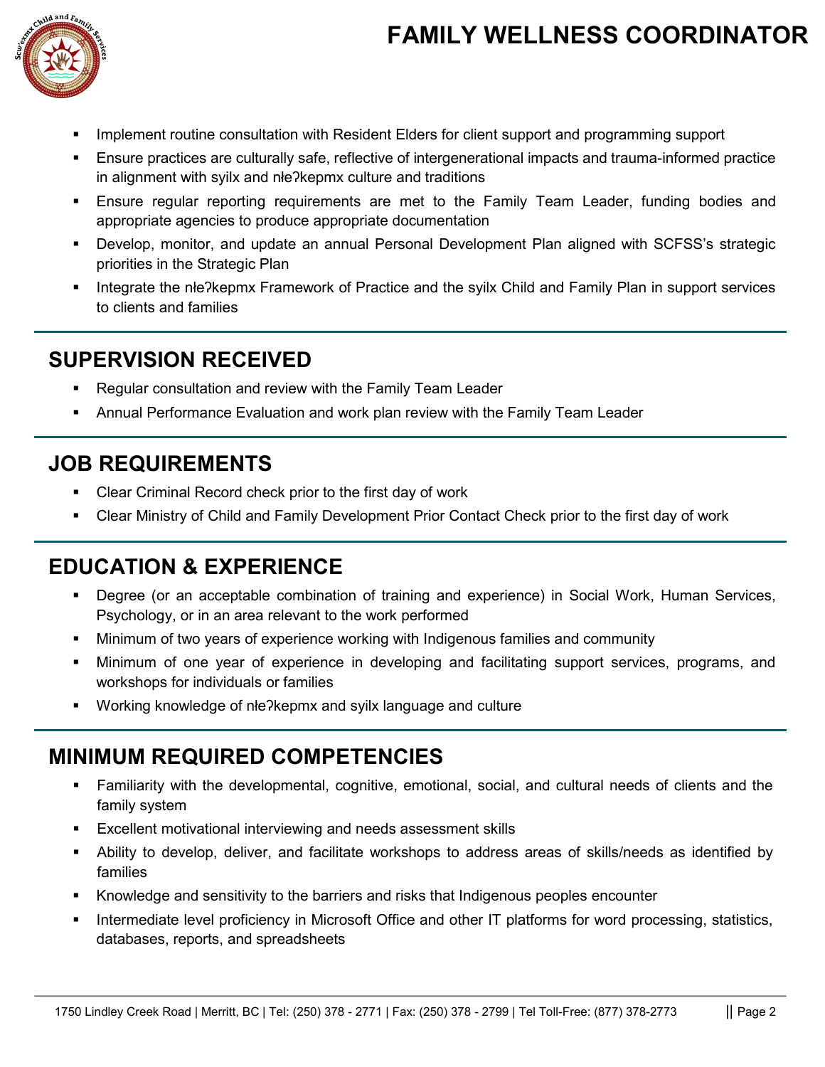- Implement routine consultation with Resident Elders for client support and programming support
- Ensure practices are culturally safe, reflective of intergenerational impacts and trauma-informed practice in alignment with syilx and nłeʔkepmx culture and traditions
- Ensure regular reporting requirements are met to the Family Team Leader, funding bodies and appropriate agencies to produce appropriate documentation
- Develop, monitor, and update an annual Personal Development Plan aligned with SCFSS's strategic priorities in the Strategic Plan
- Integrate the nłeʔkepmx Framework of Practice and the syilx Child and Family Plan in support services to clients and families

## SUPERVISION RECEIVED

- Regular consultation and review with the Family Team Leader
- Annual Performance Evaluation and work plan review with the Family Team Leader

## JOB REQUIREMENTS

- Clear Criminal Record check prior to the first day of work
- Clear Ministry of Child and Family Development Prior Contact Check prior to the first day of work

## EDUCATION & EXPERIENCE

- Degree (or an acceptable combination of training and experience) in Social Work, Human Services, Psychology, or in an area relevant to the work performed
- Minimum of two years of experience working with Indigenous families and community
- Minimum of one year of experience in developing and facilitating support services, programs, and workshops for individuals or families
- Working knowledge of nłeʔkepmx and syilx language and culture

## MINIMUM REQUIRED COMPETENCIES

- Familiarity with the developmental, cognitive, emotional, social, and cultural needs of clients and the family system
- Excellent motivational interviewing and needs assessment skills
- Ability to develop, deliver, and facilitate workshops to address areas of skills/needs as identified by families
- Knowledge and sensitivity to the barriers and risks that Indigenous peoples encounter
- Intermediate level proficiency in Microsoft Office and other IT platforms for word processing, statistics, databases, reports, and spreadsheets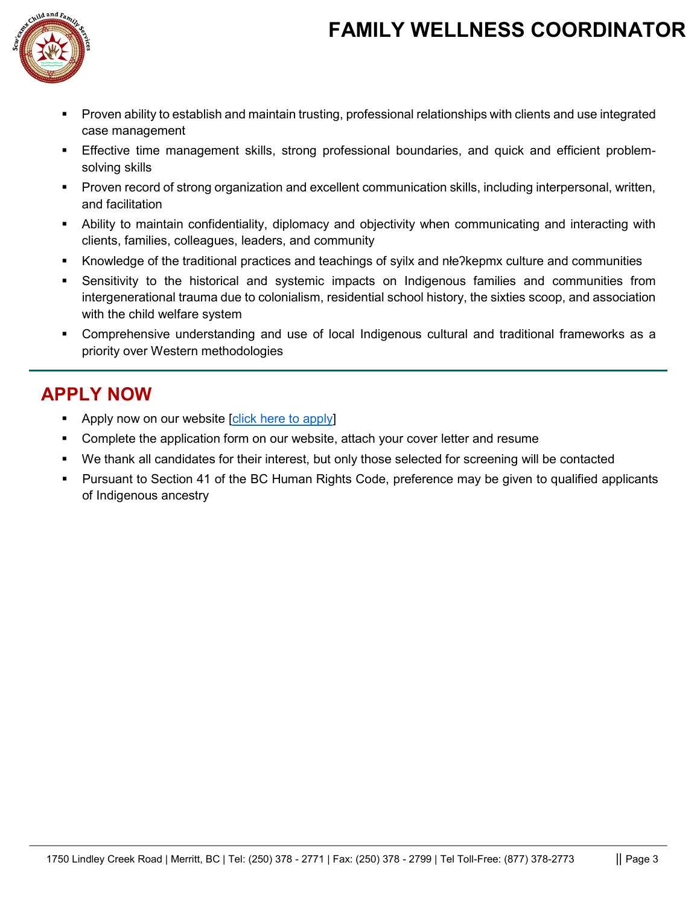- Proven ability to establish and maintain trusting, professional relationships with clients and use integrated case management
- Effective time management skills, strong professional boundaries, and quick and efficient problem-solving skills
- Proven record of strong organization and excellent communication skills, including interpersonal, written, and facilitation
- Ability to maintain confidentiality, diplomacy and objectivity when communicating and interacting with clients, families, colleagues, leaders, and community
- Knowledge of the traditional practices and teachings of syilx and nłeʔkepmx culture and communities
- Sensitivity to the historical and systemic impacts on Indigenous families and communities from intergenerational trauma due to colonialism, residential school history, the sixties scoop, and association with the child welfare system
- Comprehensive understanding and use of local Indigenous cultural and traditional frameworks as a priority over Western methodologies

## APPLY NOW

- Apply now on our website [click here to apply]
- Complete the application form on our website, attach your cover letter and resume
- We thank all candidates for their interest, but only those selected for screening will be contacted
- Pursuant to Section 41 of the BC Human Rights Code, preference may be given to qualified applicants of Indigenous ancestry